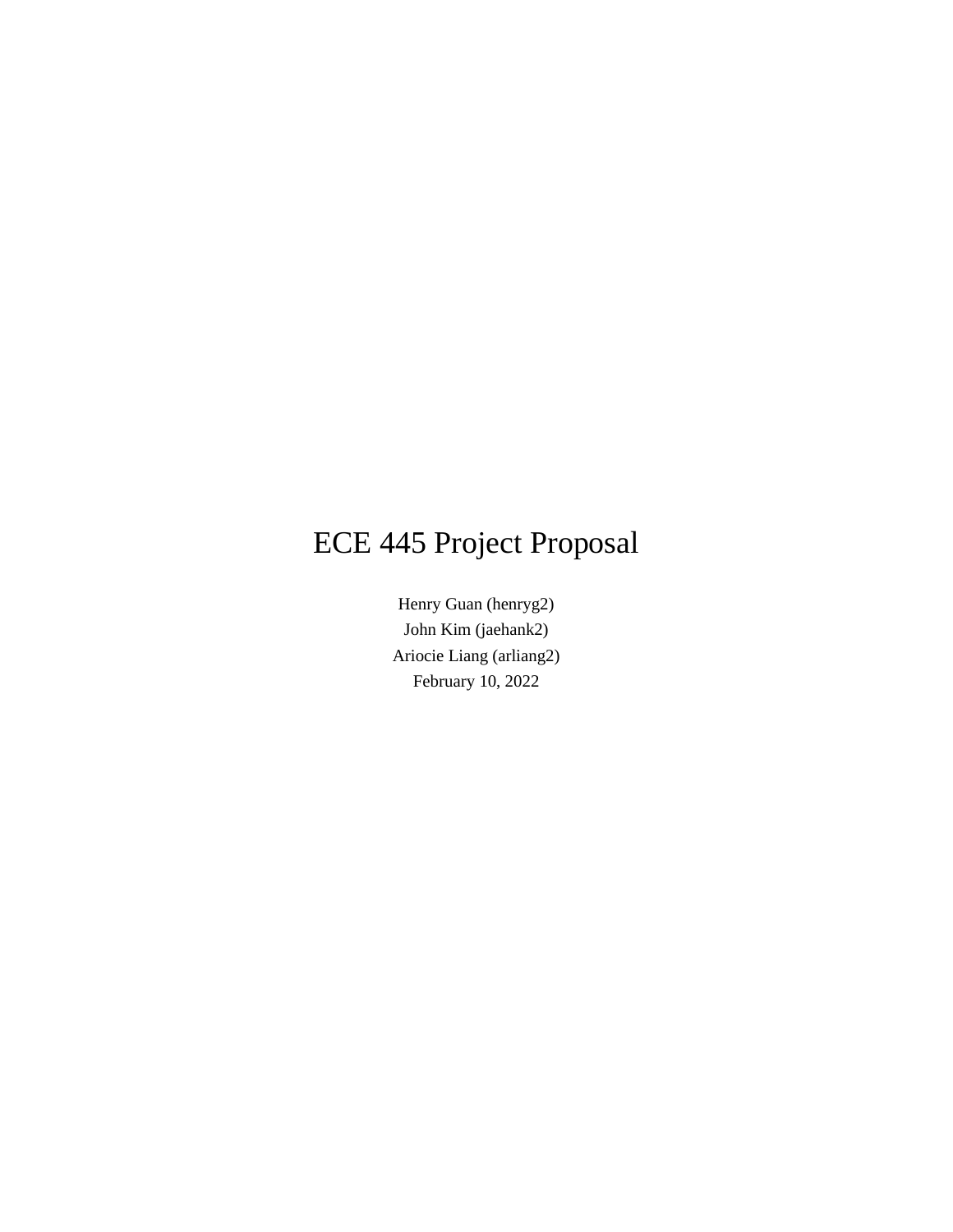# ECE 445 Project Proposal

Henry Guan (henryg2)
John Kim (jaehank2)
Ariocie Liang (arliang2)
February 10, 2022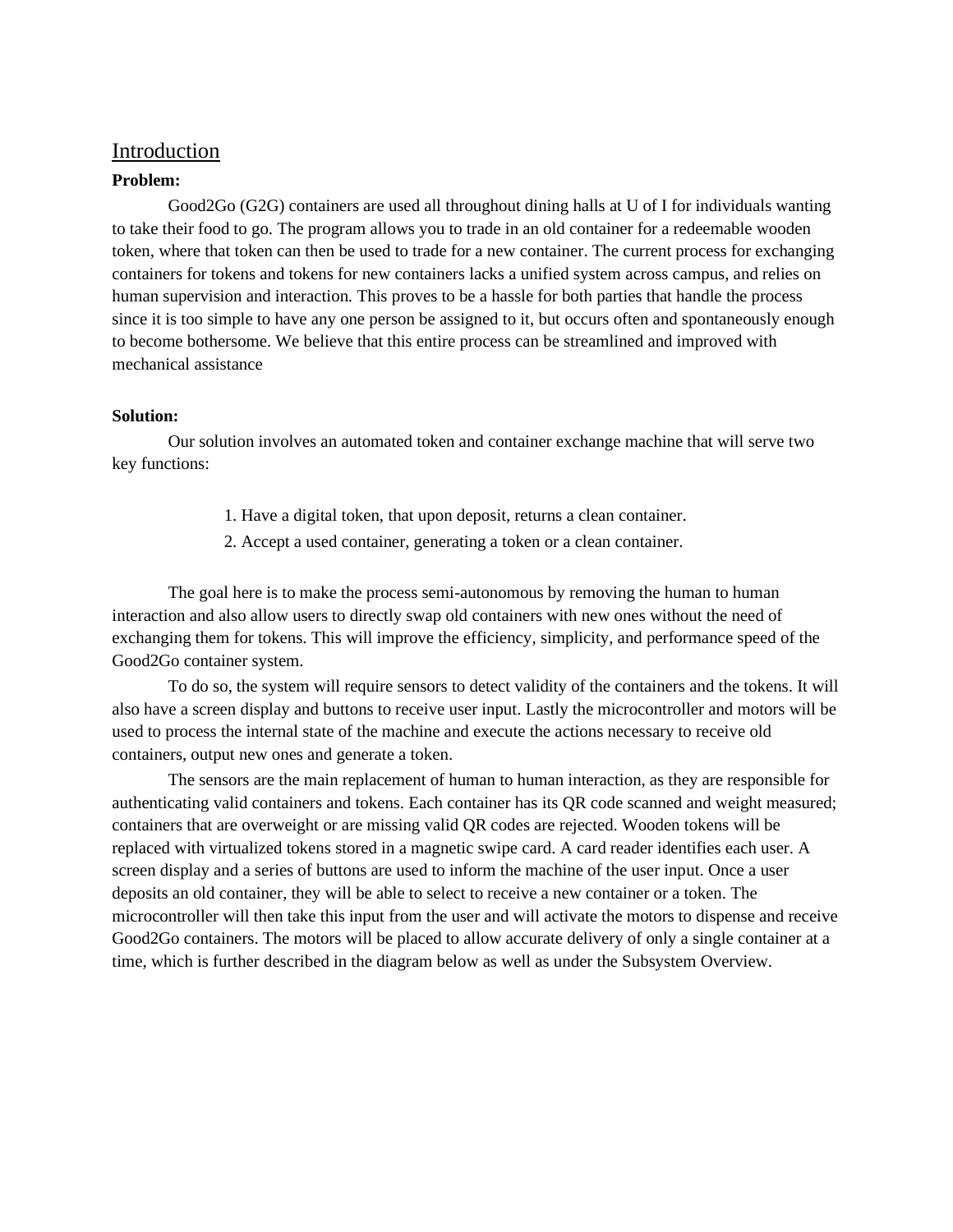## Introduction

**Problem:**

Good2Go (G2G) containers are used all throughout dining halls at U of I for individuals wanting to take their food to go. The program allows you to trade in an old container for a redeemable wooden token, where that token can then be used to trade for a new container. The current process for exchanging containers for tokens and tokens for new containers lacks a unified system across campus, and relies on human supervision and interaction. This proves to be a hassle for both parties that handle the process since it is too simple to have any one person be assigned to it, but occurs often and spontaneously enough to become bothersome. We believe that this entire process can be streamlined and improved with mechanical assistance

**Solution:**

Our solution involves an automated token and container exchange machine that will serve two key functions:

1. Have a digital token, that upon deposit, returns a clean container.
2. Accept a used container, generating a token or a clean container.

The goal here is to make the process semi-autonomous by removing the human to human interaction and also allow users to directly swap old containers with new ones without the need of exchanging them for tokens. This will improve the efficiency, simplicity, and performance speed of the Good2Go container system.

To do so, the system will require sensors to detect validity of the containers and the tokens. It will also have a screen display and buttons to receive user input. Lastly the microcontroller and motors will be used to process the internal state of the machine and execute the actions necessary to receive old containers, output new ones and generate a token.

The sensors are the main replacement of human to human interaction, as they are responsible for authenticating valid containers and tokens. Each container has its QR code scanned and weight measured; containers that are overweight or are missing valid QR codes are rejected. Wooden tokens will be replaced with virtualized tokens stored in a magnetic swipe card. A card reader identifies each user. A screen display and a series of buttons are used to inform the machine of the user input. Once a user deposits an old container, they will be able to select to receive a new container or a token. The microcontroller will then take this input from the user and will activate the motors to dispense and receive Good2Go containers. The motors will be placed to allow accurate delivery of only a single container at a time, which is further described in the diagram below as well as under the Subsystem Overview.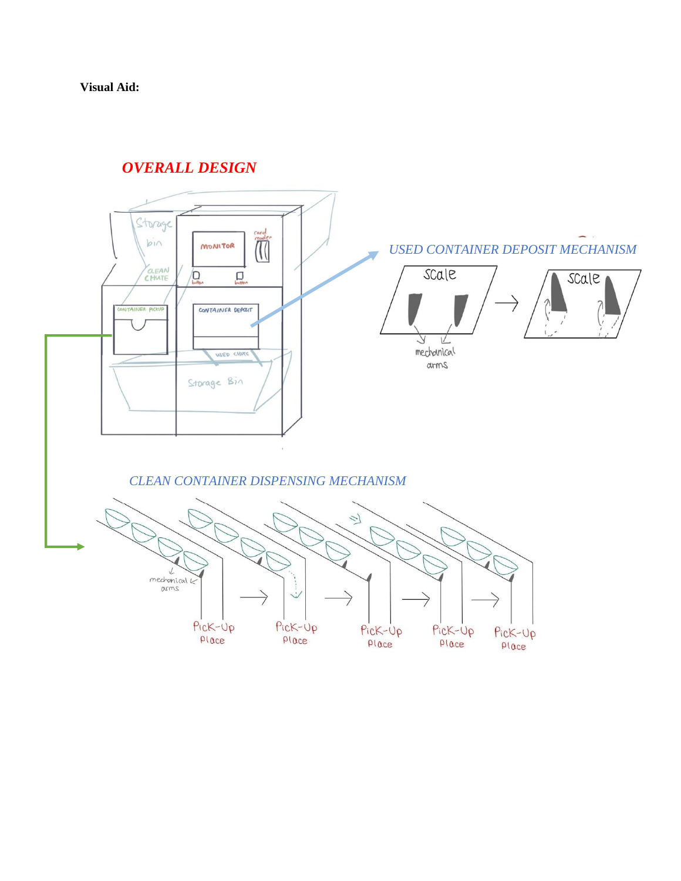**Visual Aid:**

*OVERALL DESIGN*

Storage bin

CLEAN CHUTE

MONITOR

card reader

button

button

CONTAINER PICKUP

CONTAINER DEPOSIT

USED CHUTE

Storage Bin

*USED CONTAINER DEPOSIT MECHANISM*

Scale

mechanical arms

Scale

*CLEAN CONTAINER DISPENSING MECHANISM*

mechanical arms

Pick-Up Place

Pick-Up Place

Pick-Up Place

Pick-Up Place

Pick-Up Place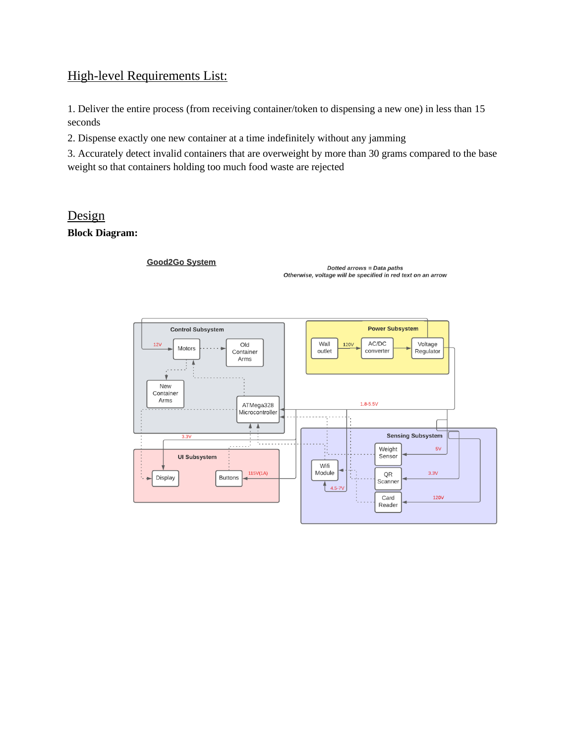## High-level Requirements List:

1. Deliver the entire process (from receiving container/token to dispensing a new one) in less than 15 seconds
2. Dispense exactly one new container at a time indefinitely without any jamming
3. Accurately detect invalid containers that are overweight by more than 30 grams compared to the base weight so that containers holding too much food waste are rejected

## Design

**Block Diagram:**

Good2Go System

*Dotted arrows = Data paths*
*Otherwise, voltage will be specified in red text on an arrow*

Control Subsystem

12V

Motors

Old Container Arms

New Container Arms

ATMega328 Microcontroller

Power Subsystem

Wall outlet

120V

AC/DC converter

Voltage Regulator

1.8-5.5V

3.3V

UI Subsystem

Display

Buttons

115V(1A)

Sensing Subsystem

Weight Sensor

5V

Wifi Module

QR Scanner

3.3V

4.5-7V

Card Reader

120V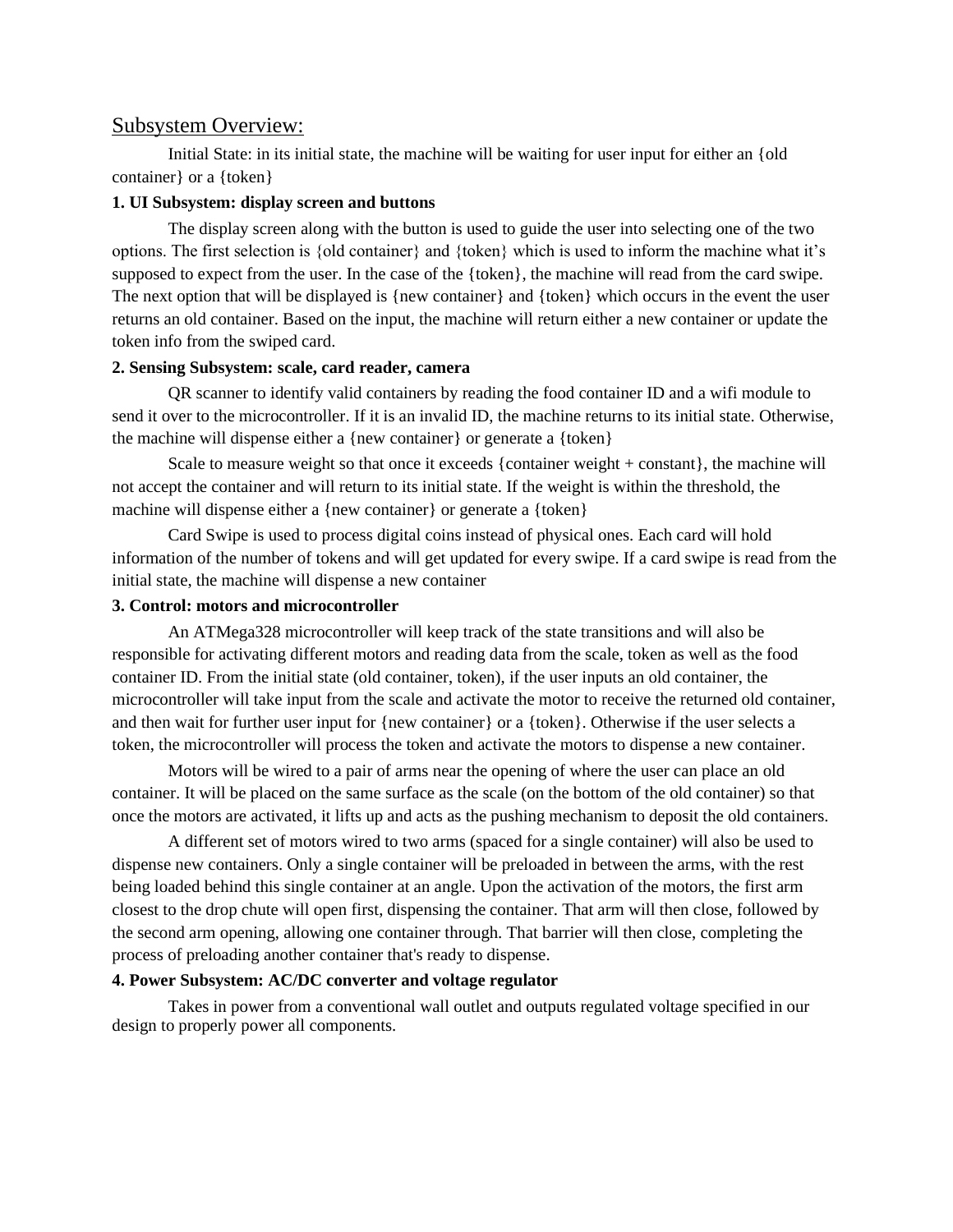## Subsystem Overview:

Initial State: in its initial state, the machine will be waiting for user input for either an {old container} or a {token}

**1. UI Subsystem: display screen and buttons**

The display screen along with the button is used to guide the user into selecting one of the two options. The first selection is {old container} and {token} which is used to inform the machine what it's supposed to expect from the user. In the case of the {token}, the machine will read from the card swipe. The next option that will be displayed is {new container} and {token} which occurs in the event the user returns an old container. Based on the input, the machine will return either a new container or update the token info from the swiped card.

**2. Sensing Subsystem: scale, card reader, camera**

QR scanner to identify valid containers by reading the food container ID and a wifi module to send it over to the microcontroller. If it is an invalid ID, the machine returns to its initial state. Otherwise, the machine will dispense either a {new container} or generate a {token}

Scale to measure weight so that once it exceeds {container weight + constant}, the machine will not accept the container and will return to its initial state. If the weight is within the threshold, the machine will dispense either a {new container} or generate a {token}

Card Swipe is used to process digital coins instead of physical ones. Each card will hold information of the number of tokens and will get updated for every swipe. If a card swipe is read from the initial state, the machine will dispense a new container

**3. Control: motors and microcontroller**

An ATMega328 microcontroller will keep track of the state transitions and will also be responsible for activating different motors and reading data from the scale, token as well as the food container ID. From the initial state (old container, token), if the user inputs an old container, the microcontroller will take input from the scale and activate the motor to receive the returned old container, and then wait for further user input for {new container} or a {token}. Otherwise if the user selects a token, the microcontroller will process the token and activate the motors to dispense a new container.

Motors will be wired to a pair of arms near the opening of where the user can place an old container. It will be placed on the same surface as the scale (on the bottom of the old container) so that once the motors are activated, it lifts up and acts as the pushing mechanism to deposit the old containers.

A different set of motors wired to two arms (spaced for a single container) will also be used to dispense new containers. Only a single container will be preloaded in between the arms, with the rest being loaded behind this single container at an angle. Upon the activation of the motors, the first arm closest to the drop chute will open first, dispensing the container. That arm will then close, followed by the second arm opening, allowing one container through. That barrier will then close, completing the process of preloading another container that's ready to dispense.

**4. Power Subsystem: AC/DC converter and voltage regulator**

Takes in power from a conventional wall outlet and outputs regulated voltage specified in our design to properly power all components.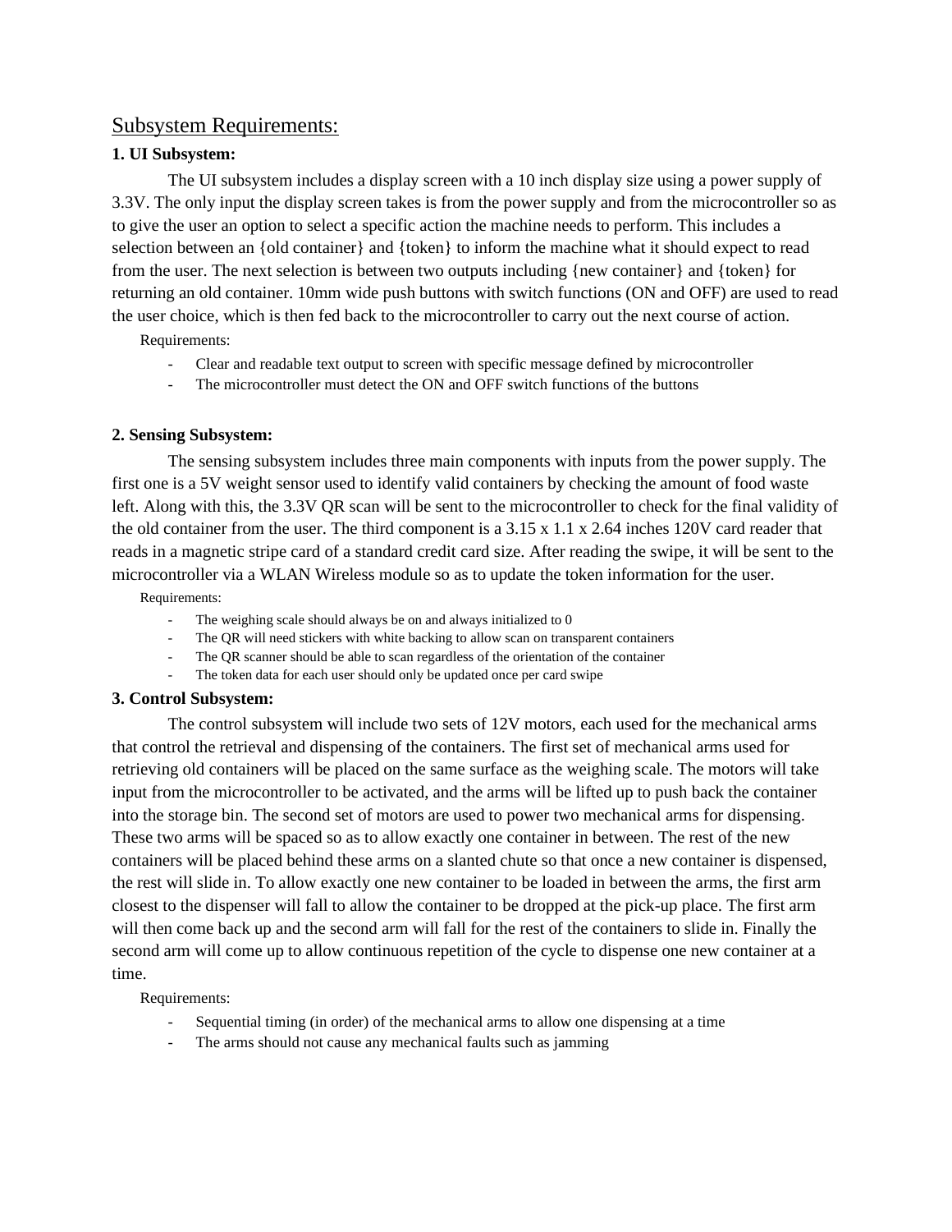## Subsystem Requirements:

**1. UI Subsystem:**

The UI subsystem includes a display screen with a 10 inch display size using a power supply of 3.3V. The only input the display screen takes is from the power supply and from the microcontroller so as to give the user an option to select a specific action the machine needs to perform. This includes a selection between an {old container} and {token} to inform the machine what it should expect to read from the user. The next selection is between two outputs including {new container} and {token} for returning an old container. 10mm wide push buttons with switch functions (ON and OFF) are used to read the user choice, which is then fed back to the microcontroller to carry out the next course of action.

Requirements:

- Clear and readable text output to screen with specific message defined by microcontroller
- The microcontroller must detect the ON and OFF switch functions of the buttons

**2. Sensing Subsystem:**

The sensing subsystem includes three main components with inputs from the power supply. The first one is a 5V weight sensor used to identify valid containers by checking the amount of food waste left. Along with this, the 3.3V QR scan will be sent to the microcontroller to check for the final validity of the old container from the user. The third component is a 3.15 x 1.1 x 2.64 inches 120V card reader that reads in a magnetic stripe card of a standard credit card size. After reading the swipe, it will be sent to the microcontroller via a WLAN Wireless module so as to update the token information for the user.

Requirements:

- The weighing scale should always be on and always initialized to 0
- The QR will need stickers with white backing to allow scan on transparent containers
- The QR scanner should be able to scan regardless of the orientation of the container
- The token data for each user should only be updated once per card swipe

**3. Control Subsystem:**

The control subsystem will include two sets of 12V motors, each used for the mechanical arms that control the retrieval and dispensing of the containers. The first set of mechanical arms used for retrieving old containers will be placed on the same surface as the weighing scale. The motors will take input from the microcontroller to be activated, and the arms will be lifted up to push back the container into the storage bin. The second set of motors are used to power two mechanical arms for dispensing. These two arms will be spaced so as to allow exactly one container in between. The rest of the new containers will be placed behind these arms on a slanted chute so that once a new container is dispensed, the rest will slide in. To allow exactly one new container to be loaded in between the arms, the first arm closest to the dispenser will fall to allow the container to be dropped at the pick-up place. The first arm will then come back up and the second arm will fall for the rest of the containers to slide in. Finally the second arm will come up to allow continuous repetition of the cycle to dispense one new container at a time.

Requirements:

- Sequential timing (in order) of the mechanical arms to allow one dispensing at a time
- The arms should not cause any mechanical faults such as jamming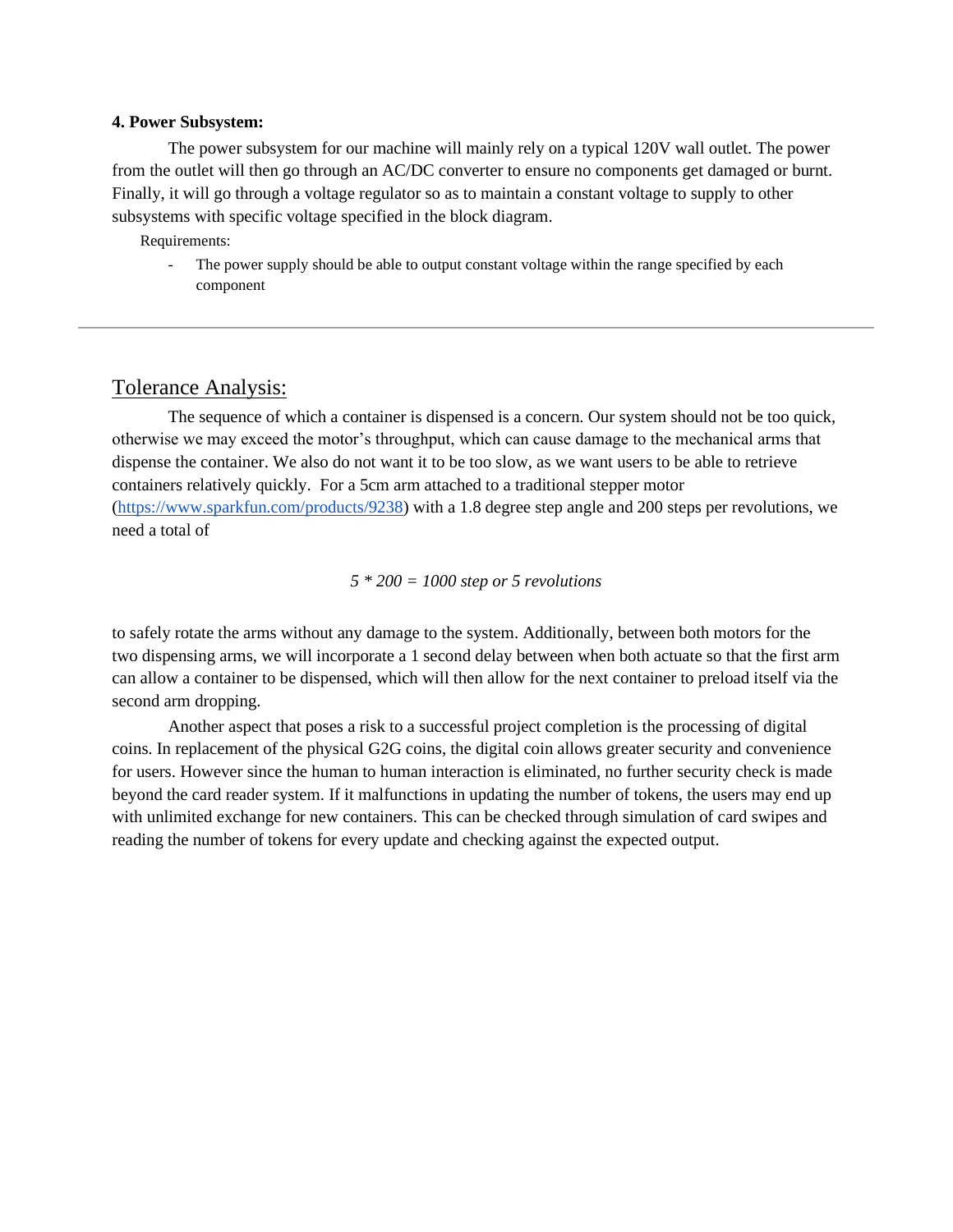**4. Power Subsystem:**

The power subsystem for our machine will mainly rely on a typical 120V wall outlet. The power from the outlet will then go through an AC/DC converter to ensure no components get damaged or burnt. Finally, it will go through a voltage regulator so as to maintain a constant voltage to supply to other subsystems with specific voltage specified in the block diagram.

Requirements:

- The power supply should be able to output constant voltage within the range specified by each component

---

## Tolerance Analysis:

The sequence of which a container is dispensed is a concern. Our system should not be too quick, otherwise we may exceed the motor's throughput, which can cause damage to the mechanical arms that dispense the container. We also do not want it to be too slow, as we want users to be able to retrieve containers relatively quickly. For a 5cm arm attached to a traditional stepper motor (https://www.sparkfun.com/products/9238) with a 1.8 degree step angle and 200 steps per revolutions, we need a total of

$$5 * 200 = 1000 \text{ step or } 5 \text{ revolutions}$$

to safely rotate the arms without any damage to the system. Additionally, between both motors for the two dispensing arms, we will incorporate a 1 second delay between when both actuate so that the first arm can allow a container to be dispensed, which will then allow for the next container to preload itself via the second arm dropping.

Another aspect that poses a risk to a successful project completion is the processing of digital coins. In replacement of the physical G2G coins, the digital coin allows greater security and convenience for users. However since the human to human interaction is eliminated, no further security check is made beyond the card reader system. If it malfunctions in updating the number of tokens, the users may end up with unlimited exchange for new containers. This can be checked through simulation of card swipes and reading the number of tokens for every update and checking against the expected output.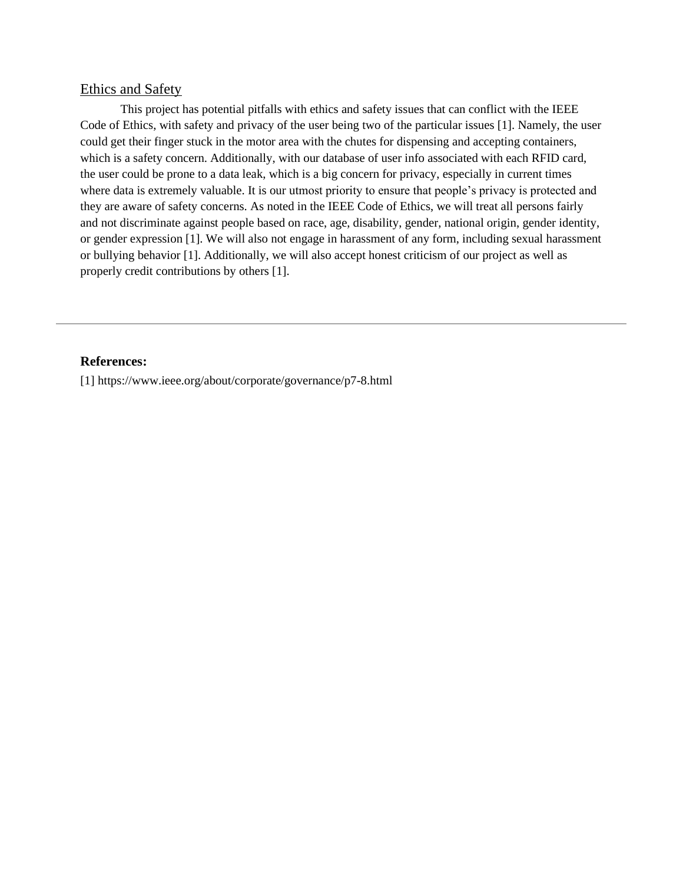## Ethics and Safety

This project has potential pitfalls with ethics and safety issues that can conflict with the IEEE Code of Ethics, with safety and privacy of the user being two of the particular issues [1]. Namely, the user could get their finger stuck in the motor area with the chutes for dispensing and accepting containers, which is a safety concern. Additionally, with our database of user info associated with each RFID card, the user could be prone to a data leak, which is a big concern for privacy, especially in current times where data is extremely valuable. It is our utmost priority to ensure that people's privacy is protected and they are aware of safety concerns. As noted in the IEEE Code of Ethics, we will treat all persons fairly and not discriminate against people based on race, age, disability, gender, national origin, gender identity, or gender expression [1]. We will also not engage in harassment of any form, including sexual harassment or bullying behavior [1]. Additionally, we will also accept honest criticism of our project as well as properly credit contributions by others [1].

---

**References:**

[1] https://www.ieee.org/about/corporate/governance/p7-8.html